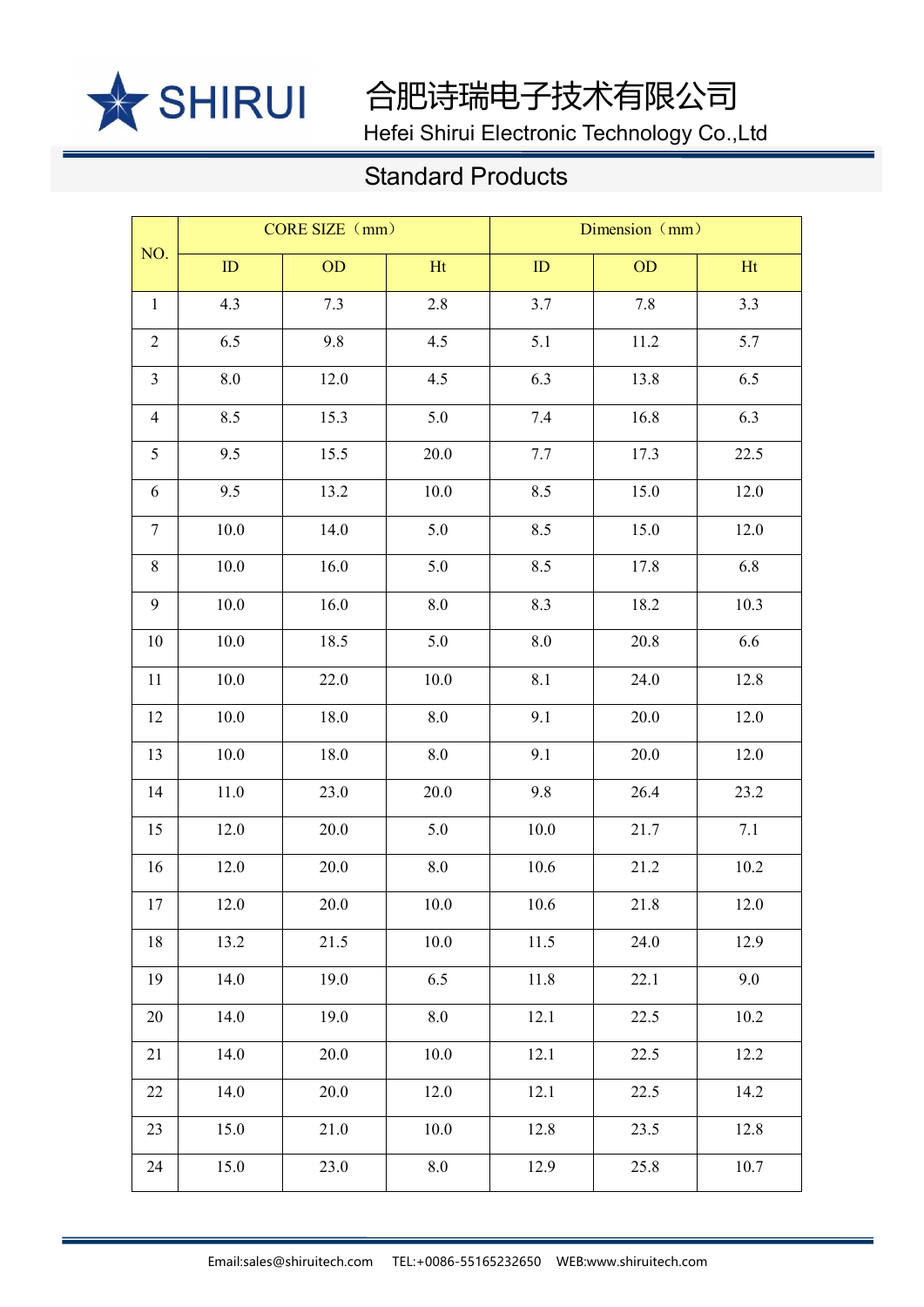SHIRUI

# 合肥诗瑞电子技术有限公司

Hefei Shirui Electronic Technology Co.,Ltd

## Standard Products

| NO. | CORE SIZE（mm） | | | Dimension（mm） | | |
|---|---|---|---|---|---|---|
| | ID | OD | Ht | ID | OD | Ht |
| 1 | 4.3 | 7.3 | 2.8 | 3.7 | 7.8 | 3.3 |
| 2 | 6.5 | 9.8 | 4.5 | 5.1 | 11.2 | 5.7 |
| 3 | 8.0 | 12.0 | 4.5 | 6.3 | 13.8 | 6.5 |
| 4 | 8.5 | 15.3 | 5.0 | 7.4 | 16.8 | 6.3 |
| 5 | 9.5 | 15.5 | 20.0 | 7.7 | 17.3 | 22.5 |
| 6 | 9.5 | 13.2 | 10.0 | 8.5 | 15.0 | 12.0 |
| 7 | 10.0 | 14.0 | 5.0 | 8.5 | 15.0 | 12.0 |
| 8 | 10.0 | 16.0 | 5.0 | 8.5 | 17.8 | 6.8 |
| 9 | 10.0 | 16.0 | 8.0 | 8.3 | 18.2 | 10.3 |
| 10 | 10.0 | 18.5 | 5.0 | 8.0 | 20.8 | 6.6 |
| 11 | 10.0 | 22.0 | 10.0 | 8.1 | 24.0 | 12.8 |
| 12 | 10.0 | 18.0 | 8.0 | 9.1 | 20.0 | 12.0 |
| 13 | 10.0 | 18.0 | 8.0 | 9.1 | 20.0 | 12.0 |
| 14 | 11.0 | 23.0 | 20.0 | 9.8 | 26.4 | 23.2 |
| 15 | 12.0 | 20.0 | 5.0 | 10.0 | 21.7 | 7.1 |
| 16 | 12.0 | 20.0 | 8.0 | 10.6 | 21.2 | 10.2 |
| 17 | 12.0 | 20.0 | 10.0 | 10.6 | 21.8 | 12.0 |
| 18 | 13.2 | 21.5 | 10.0 | 11.5 | 24.0 | 12.9 |
| 19 | 14.0 | 19.0 | 6.5 | 11.8 | 22.1 | 9.0 |
| 20 | 14.0 | 19.0 | 8.0 | 12.1 | 22.5 | 10.2 |
| 21 | 14.0 | 20.0 | 10.0 | 12.1 | 22.5 | 12.2 |
| 22 | 14.0 | 20.0 | 12.0 | 12.1 | 22.5 | 14.2 |
| 23 | 15.0 | 21.0 | 10.0 | 12.8 | 23.5 | 12.8 |
| 24 | 15.0 | 23.0 | 8.0 | 12.9 | 25.8 | 10.7 |

Email:sales@shiruitech.com TEL:+0086-55165232650 WEB:www.shiruitech.com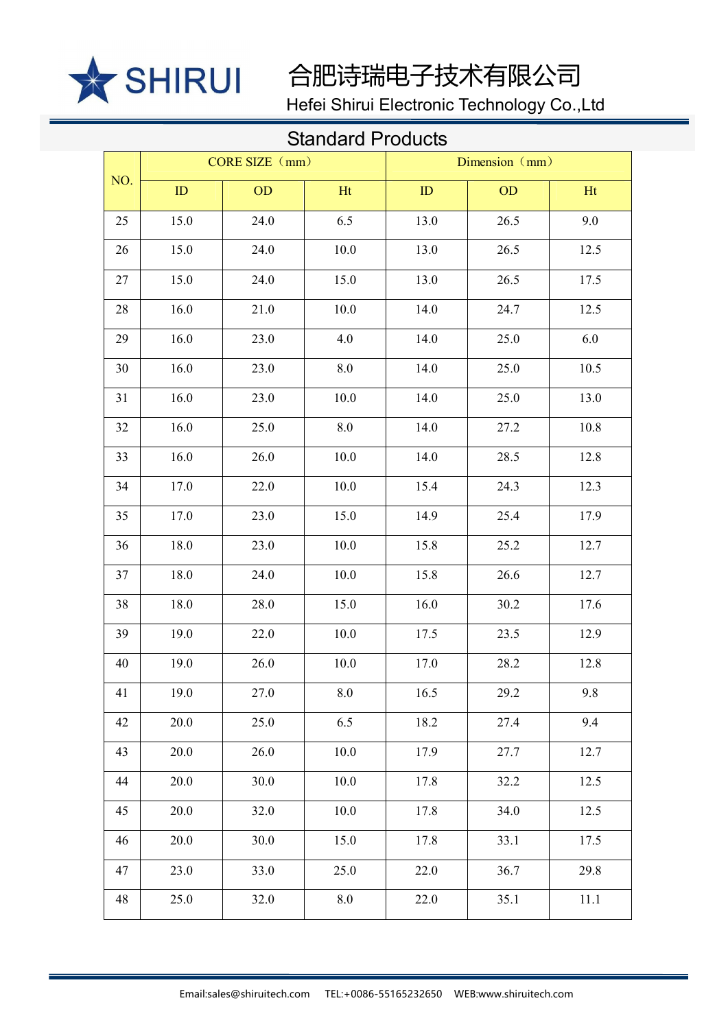# Standard Products

| NO. | CORE SIZE（mm） | | | Dimension（mm） | | |
|---|---|---|---|---|---|---|
| | ID | OD | Ht | ID | OD | Ht |
| 25 | 15.0 | 24.0 | 6.5 | 13.0 | 26.5 | 9.0 |
| 26 | 15.0 | 24.0 | 10.0 | 13.0 | 26.5 | 12.5 |
| 27 | 15.0 | 24.0 | 15.0 | 13.0 | 26.5 | 17.5 |
| 28 | 16.0 | 21.0 | 10.0 | 14.0 | 24.7 | 12.5 |
| 29 | 16.0 | 23.0 | 4.0 | 14.0 | 25.0 | 6.0 |
| 30 | 16.0 | 23.0 | 8.0 | 14.0 | 25.0 | 10.5 |
| 31 | 16.0 | 23.0 | 10.0 | 14.0 | 25.0 | 13.0 |
| 32 | 16.0 | 25.0 | 8.0 | 14.0 | 27.2 | 10.8 |
| 33 | 16.0 | 26.0 | 10.0 | 14.0 | 28.5 | 12.8 |
| 34 | 17.0 | 22.0 | 10.0 | 15.4 | 24.3 | 12.3 |
| 35 | 17.0 | 23.0 | 15.0 | 14.9 | 25.4 | 17.9 |
| 36 | 18.0 | 23.0 | 10.0 | 15.8 | 25.2 | 12.7 |
| 37 | 18.0 | 24.0 | 10.0 | 15.8 | 26.6 | 12.7 |
| 38 | 18.0 | 28.0 | 15.0 | 16.0 | 30.2 | 17.6 |
| 39 | 19.0 | 22.0 | 10.0 | 17.5 | 23.5 | 12.9 |
| 40 | 19.0 | 26.0 | 10.0 | 17.0 | 28.2 | 12.8 |
| 41 | 19.0 | 27.0 | 8.0 | 16.5 | 29.2 | 9.8 |
| 42 | 20.0 | 25.0 | 6.5 | 18.2 | 27.4 | 9.4 |
| 43 | 20.0 | 26.0 | 10.0 | 17.9 | 27.7 | 12.7 |
| 44 | 20.0 | 30.0 | 10.0 | 17.8 | 32.2 | 12.5 |
| 45 | 20.0 | 32.0 | 10.0 | 17.8 | 34.0 | 12.5 |
| 46 | 20.0 | 30.0 | 15.0 | 17.8 | 33.1 | 17.5 |
| 47 | 23.0 | 33.0 | 25.0 | 22.0 | 36.7 | 29.8 |
| 48 | 25.0 | 32.0 | 8.0 | 22.0 | 35.1 | 11.1 |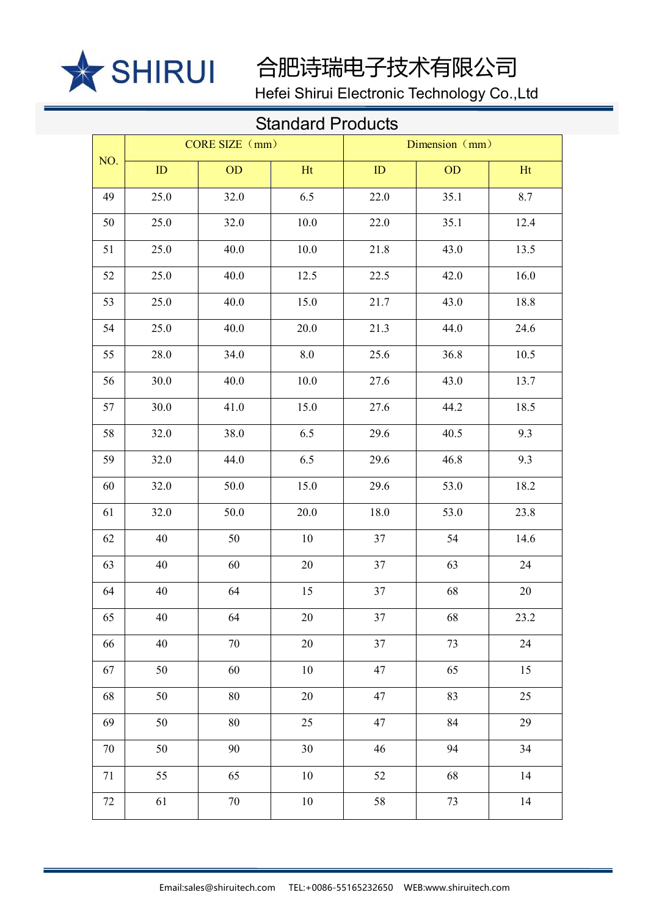SHIRUI

合肥诗瑞电子技术有限公司

Hefei Shirui Electronic Technology Co.,Ltd

## Standard Products

| NO. | CORE SIZE（mm） | | | Dimension（mm） | | |
|---|---|---|---|---|---|---|
| | ID | OD | Ht | ID | OD | Ht |
| 49 | 25.0 | 32.0 | 6.5 | 22.0 | 35.1 | 8.7 |
| 50 | 25.0 | 32.0 | 10.0 | 22.0 | 35.1 | 12.4 |
| 51 | 25.0 | 40.0 | 10.0 | 21.8 | 43.0 | 13.5 |
| 52 | 25.0 | 40.0 | 12.5 | 22.5 | 42.0 | 16.0 |
| 53 | 25.0 | 40.0 | 15.0 | 21.7 | 43.0 | 18.8 |
| 54 | 25.0 | 40.0 | 20.0 | 21.3 | 44.0 | 24.6 |
| 55 | 28.0 | 34.0 | 8.0 | 25.6 | 36.8 | 10.5 |
| 56 | 30.0 | 40.0 | 10.0 | 27.6 | 43.0 | 13.7 |
| 57 | 30.0 | 41.0 | 15.0 | 27.6 | 44.2 | 18.5 |
| 58 | 32.0 | 38.0 | 6.5 | 29.6 | 40.5 | 9.3 |
| 59 | 32.0 | 44.0 | 6.5 | 29.6 | 46.8 | 9.3 |
| 60 | 32.0 | 50.0 | 15.0 | 29.6 | 53.0 | 18.2 |
| 61 | 32.0 | 50.0 | 20.0 | 18.0 | 53.0 | 23.8 |
| 62 | 40 | 50 | 10 | 37 | 54 | 14.6 |
| 63 | 40 | 60 | 20 | 37 | 63 | 24 |
| 64 | 40 | 64 | 15 | 37 | 68 | 20 |
| 65 | 40 | 64 | 20 | 37 | 68 | 23.2 |
| 66 | 40 | 70 | 20 | 37 | 73 | 24 |
| 67 | 50 | 60 | 10 | 47 | 65 | 15 |
| 68 | 50 | 80 | 20 | 47 | 83 | 25 |
| 69 | 50 | 80 | 25 | 47 | 84 | 29 |
| 70 | 50 | 90 | 30 | 46 | 94 | 34 |
| 71 | 55 | 65 | 10 | 52 | 68 | 14 |
| 72 | 61 | 70 | 10 | 58 | 73 | 14 |

Email:sales@shiruitech.com TEL:+0086-55165232650 WEB:www.shiruitech.com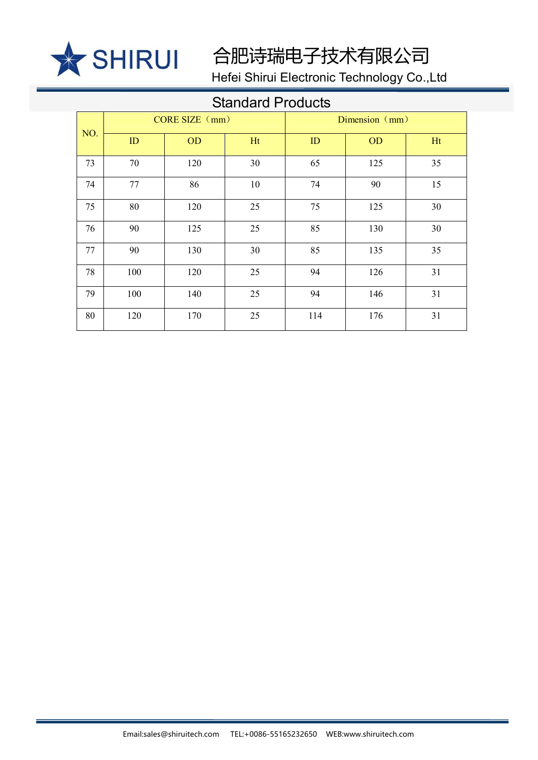## Standard Products

| NO. | CORE SIZE（mm） | | | Dimension（mm） | | |
|---|---|---|---|---|---|---|
| | ID | OD | Ht | ID | OD | Ht |
| 73 | 70 | 120 | 30 | 65 | 125 | 35 |
| 74 | 77 | 86 | 10 | 74 | 90 | 15 |
| 75 | 80 | 120 | 25 | 75 | 125 | 30 |
| 76 | 90 | 125 | 25 | 85 | 130 | 30 |
| 77 | 90 | 130 | 30 | 85 | 135 | 35 |
| 78 | 100 | 120 | 25 | 94 | 126 | 31 |
| 79 | 100 | 140 | 25 | 94 | 146 | 31 |
| 80 | 120 | 170 | 25 | 114 | 176 | 31 |